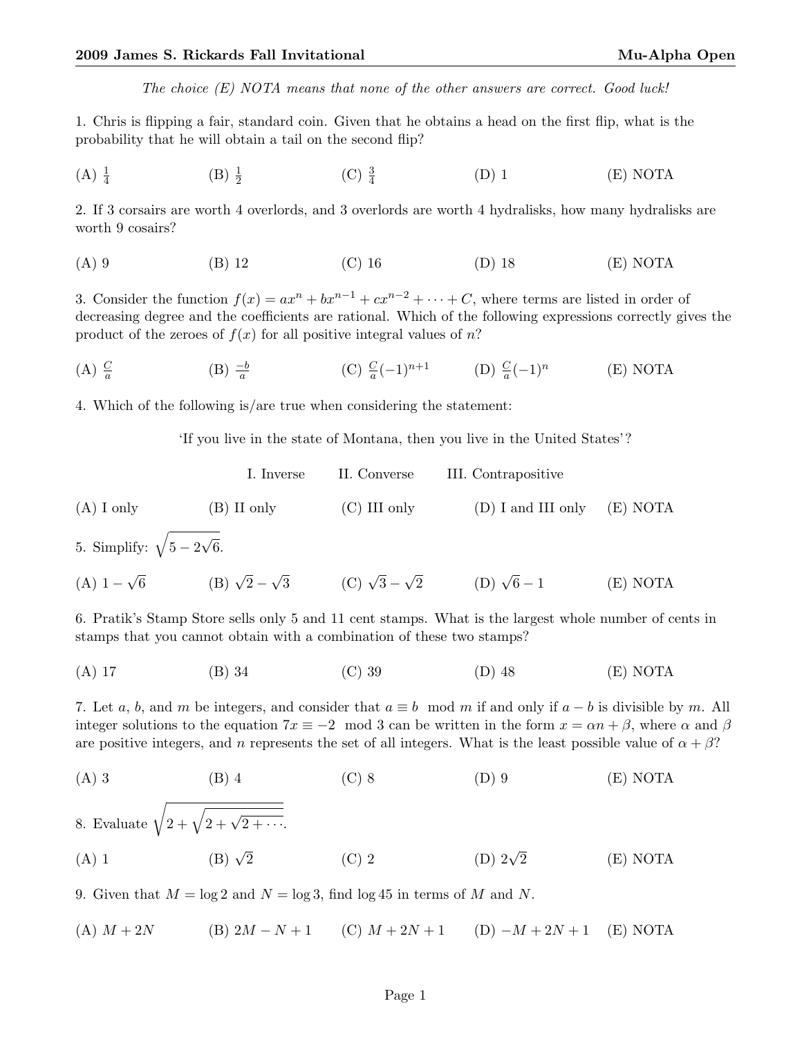*The choice (E) NOTA means that none of the other answers are correct. Good luck!*

1. Chris is flipping a fair, standard coin. Given that he obtains a head on the first flip, what is the probability that he will obtain a tail on the second flip?

(A) $\frac{1}{4}$ (B) $\frac{1}{2}$ (C) $\frac{3}{4}$ (D) 1 (E) NOTA

2. If 3 corsairs are worth 4 overlords, and 3 overlords are worth 4 hydralisks, how many hydralisks are worth 9 cosairs?

(A) 9 (B) 12 (C) 16 (D) 18 (E) NOTA

3. Consider the function $f(x) = ax^n + bx^{n-1} + cx^{n-2} + \cdots + C$, where terms are listed in order of decreasing degree and the coefficients are rational. Which of the following expressions correctly gives the product of the zeroes of $f(x)$ for all positive integral values of $n$?

(A) $\frac{C}{a}$ (B) $\frac{-b}{a}$ (C) $\frac{C}{a}(-1)^{n+1}$ (D) $\frac{C}{a}(-1)^n$ (E) NOTA

4. Which of the following is/are true when considering the statement:

'If you live in the state of Montana, then you live in the United States'?

I. Inverse II. Converse III. Contrapositive

(A) I only (B) II only (C) III only (D) I and III only (E) NOTA

5. Simplify: $\sqrt{5 - 2\sqrt{6}}$.

(A) $1 - \sqrt{6}$ (B) $\sqrt{2} - \sqrt{3}$ (C) $\sqrt{3} - \sqrt{2}$ (D) $\sqrt{6} - 1$ (E) NOTA

6. Pratik's Stamp Store sells only 5 and 11 cent stamps. What is the largest whole number of cents in stamps that you cannot obtain with a combination of these two stamps?

(A) 17 (B) 34 (C) 39 (D) 48 (E) NOTA

7. Let $a$, $b$, and $m$ be integers, and consider that $a \equiv b \mod m$ if and only if $a - b$ is divisible by $m$. All integer solutions to the equation $7x \equiv -2 \mod 3$ can be written in the form $x = \alpha n + \beta$, where $\alpha$ and $\beta$ are positive integers, and $n$ represents the set of all integers. What is the least possible value of $\alpha + \beta$?

(A) 3 (B) 4 (C) 8 (D) 9 (E) NOTA

8. Evaluate $\sqrt{2 + \sqrt{2 + \sqrt{2 + \cdots}}}$.

(A) 1 (B) $\sqrt{2}$ (C) 2 (D) $2\sqrt{2}$ (E) NOTA

9. Given that $M = \log 2$ and $N = \log 3$, find $\log 45$ in terms of $M$ and $N$.

(A) $M + 2N$ (B) $2M - N + 1$ (C) $M + 2N + 1$ (D) $-M + 2N + 1$ (E) NOTA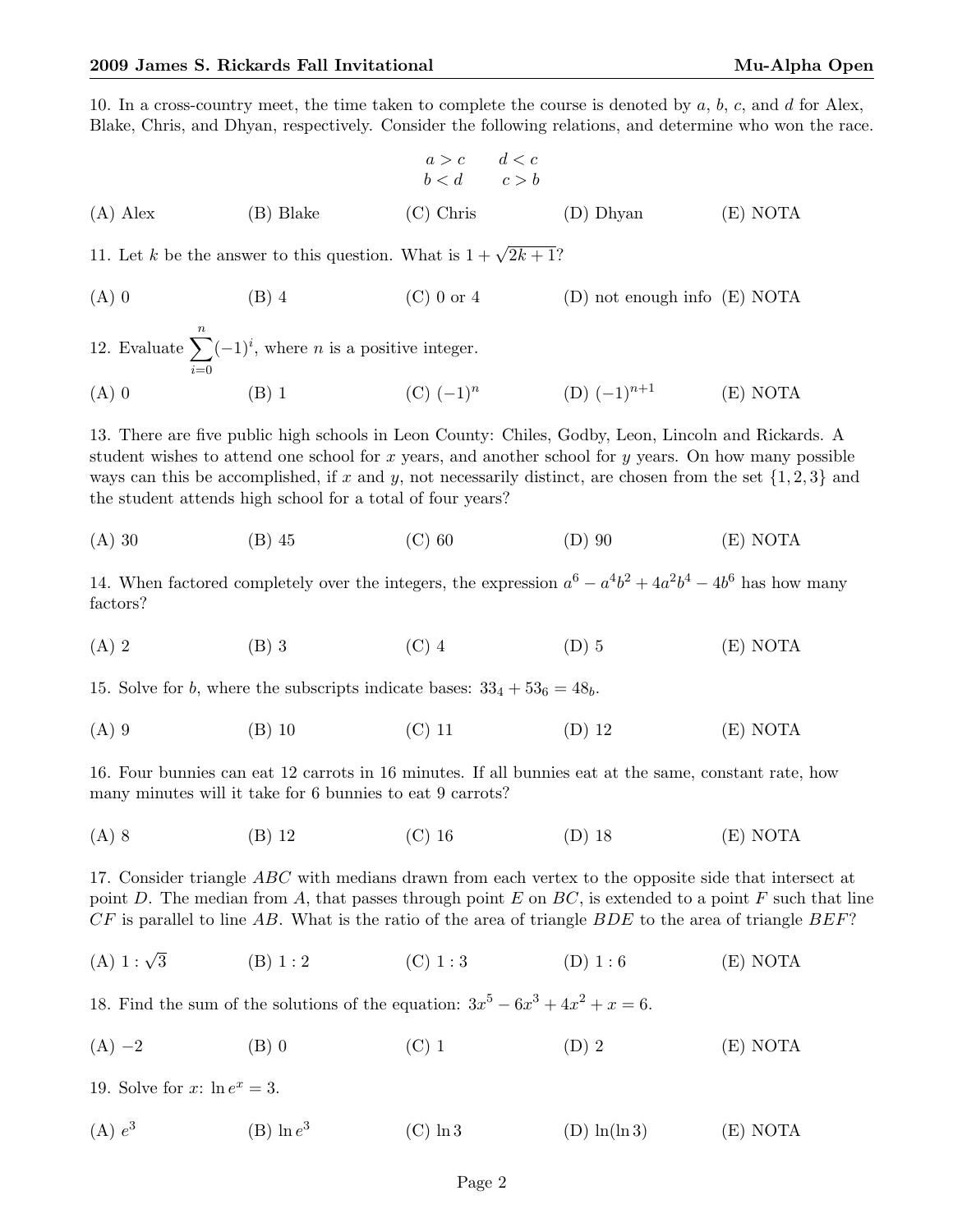10. In a cross-country meet, the time taken to complete the course is denoted by $a$, $b$, $c$, and $d$ for Alex, Blake, Chris, and Dhyan, respectively. Consider the following relations, and determine who won the race.

$$a > c \qquad d < c$$
$$b < d \qquad c > b$$

(A) Alex (B) Blake (C) Chris (D) Dhyan (E) NOTA

11. Let $k$ be the answer to this question. What is $1 + \sqrt{2k+1}$?

(A) 0 (B) 4 (C) 0 or 4 (D) not enough info (E) NOTA

12. Evaluate $\sum_{i=0}^{n}(-1)^i$, where $n$ is a positive integer.

(A) 0 (B) 1 (C) $(-1)^n$ (D) $(-1)^{n+1}$ (E) NOTA

13. There are five public high schools in Leon County: Chiles, Godby, Leon, Lincoln and Rickards. A student wishes to attend one school for $x$ years, and another school for $y$ years. On how many possible ways can this be accomplished, if $x$ and $y$, not necessarily distinct, are chosen from the set $\{1, 2, 3\}$ and the student attends high school for a total of four years?

(A) 30 (B) 45 (C) 60 (D) 90 (E) NOTA

14. When factored completely over the integers, the expression $a^6 - a^4b^2 + 4a^2b^4 - 4b^6$ has how many factors?

(A) 2 (B) 3 (C) 4 (D) 5 (E) NOTA

15. Solve for $b$, where the subscripts indicate bases: $33_4 + 53_6 = 48_b$.

(A) 9 (B) 10 (C) 11 (D) 12 (E) NOTA

16. Four bunnies can eat 12 carrots in 16 minutes. If all bunnies eat at the same, constant rate, how many minutes will it take for 6 bunnies to eat 9 carrots?

(A) 8 (B) 12 (C) 16 (D) 18 (E) NOTA

17. Consider triangle $ABC$ with medians drawn from each vertex to the opposite side that intersect at point $D$. The median from $A$, that passes through point $E$ on $BC$, is extended to a point $F$ such that line $CF$ is parallel to line $AB$. What is the ratio of the area of triangle $BDE$ to the area of triangle $BEF$?

(A) $1 : \sqrt{3}$ (B) $1 : 2$ (C) $1 : 3$ (D) $1 : 6$ (E) NOTA

18. Find the sum of the solutions of the equation: $3x^5 - 6x^3 + 4x^2 + x = 6$.

(A) $-2$ (B) 0 (C) 1 (D) 2 (E) NOTA

19. Solve for $x$: $\ln e^x = 3$.

(A) $e^3$ (B) $\ln e^3$ (C) $\ln 3$ (D) $\ln(\ln 3)$ (E) NOTA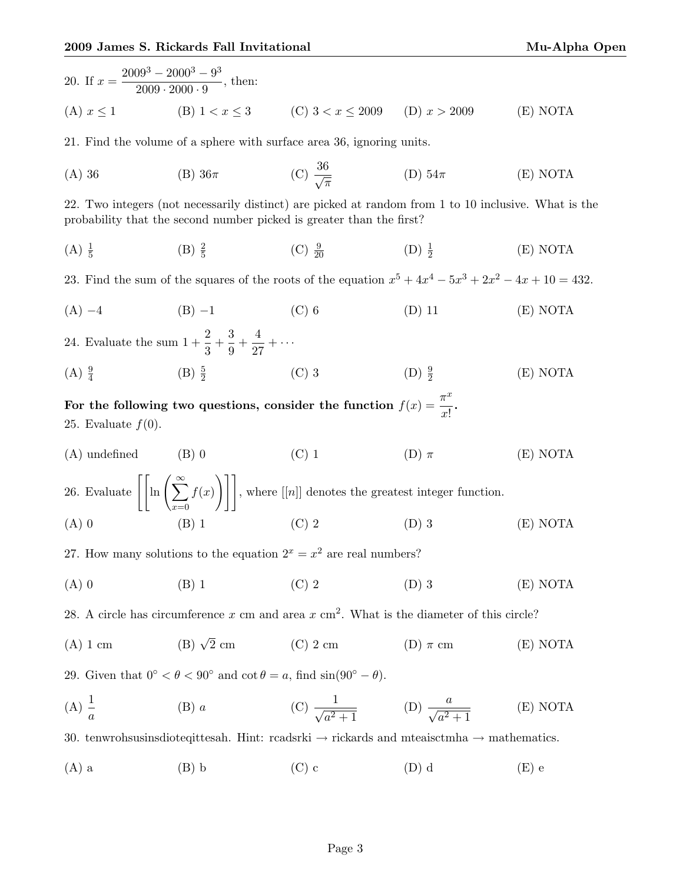20. If $x = \dfrac{2009^3 - 2000^3 - 9^3}{2009 \cdot 2000 \cdot 9}$, then:

(A) $x \leq 1$ (B) $1 < x \leq 3$ (C) $3 < x \leq 2009$ (D) $x > 2009$ (E) NOTA

21. Find the volume of a sphere with surface area 36, ignoring units.

(A) 36 (B) $36\pi$ (C) $\dfrac{36}{\sqrt{\pi}}$ (D) $54\pi$ (E) NOTA

22. Two integers (not necessarily distinct) are picked at random from 1 to 10 inclusive. What is the probability that the second number picked is greater than the first?

(A) $\frac{1}{5}$ (B) $\frac{2}{5}$ (C) $\frac{9}{20}$ (D) $\frac{1}{2}$ (E) NOTA

23. Find the sum of the squares of the roots of the equation $x^5 + 4x^4 - 5x^3 + 2x^2 - 4x + 10 = 432$.

(A) $-4$ (B) $-1$ (C) 6 (D) 11 (E) NOTA

24. Evaluate the sum $1 + \dfrac{2}{3} + \dfrac{3}{9} + \dfrac{4}{27} + \cdots$

(A) $\frac{9}{4}$ (B) $\frac{5}{2}$ (C) 3 (D) $\frac{9}{2}$ (E) NOTA

**For the following two questions, consider the function $f(x) = \dfrac{\pi^x}{x!}$.**

25. Evaluate $f(0)$.

(A) undefined (B) 0 (C) 1 (D) $\pi$ (E) NOTA

26. Evaluate $\left[\left[\ln\left(\displaystyle\sum_{x=0}^{\infty} f(x)\right)\right]\right]$, where $[[n]]$ denotes the greatest integer function.

(A) 0 (B) 1 (C) 2 (D) 3 (E) NOTA

27. How many solutions to the equation $2^x = x^2$ are real numbers?

(A) 0 (B) 1 (C) 2 (D) 3 (E) NOTA

28. A circle has circumference $x$ cm and area $x$ cm$^2$. What is the diameter of this circle?

(A) 1 cm (B) $\sqrt{2}$ cm (C) 2 cm (D) $\pi$ cm (E) NOTA

29. Given that $0^\circ < \theta < 90^\circ$ and $\cot\theta = a$, find $\sin(90^\circ - \theta)$.

(A) $\dfrac{1}{a}$ (B) $a$ (C) $\dfrac{1}{\sqrt{a^2+1}}$ (D) $\dfrac{a}{\sqrt{a^2+1}}$ (E) NOTA

30. tenwrohsusinsdioteqittesah. Hint: rcadsrki $\rightarrow$ rickards and mteaisctmha $\rightarrow$ mathematics.

(A) a (B) b (C) c (D) d (E) e